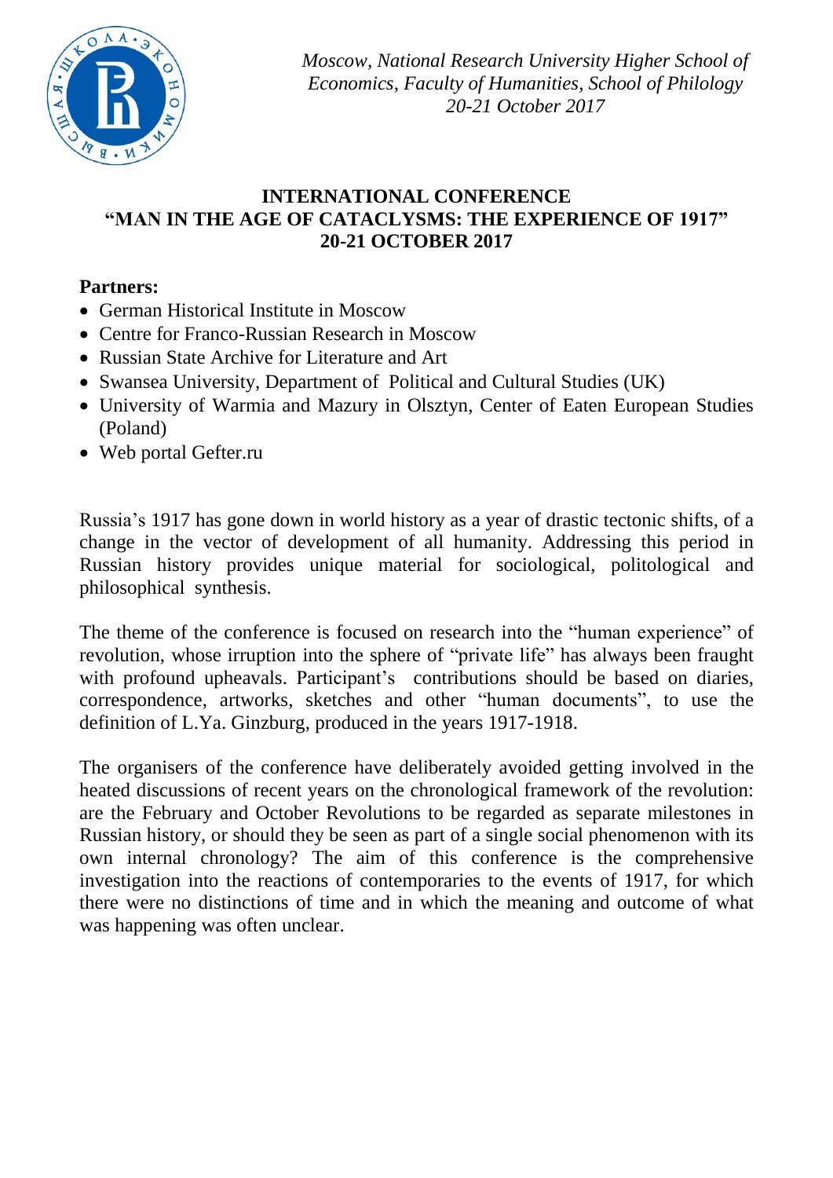*Moscow, National Research University Higher School of Economics, Faculty of Humanities, School of Philology*
*20-21 October 2017*

# INTERNATIONAL CONFERENCE
# "MAN IN THE AGE OF CATACLYSMS: THE EXPERIENCE OF 1917"
# 20-21 OCTOBER 2017

**Partners:**

- German Historical Institute in Moscow
- Centre for Franco-Russian Research in Moscow
- Russian State Archive for Literature and Art
- Swansea University, Department of Political and Cultural Studies (UK)
- University of Warmia and Mazury in Olsztyn, Center of Eaten European Studies (Poland)
- Web portal Gefter.ru

Russia's 1917 has gone down in world history as a year of drastic tectonic shifts, of a change in the vector of development of all humanity. Addressing this period in Russian history provides unique material for sociological, politological and philosophical synthesis.

The theme of the conference is focused on research into the "human experience" of revolution, whose irruption into the sphere of "private life" has always been fraught with profound upheavals. Participant's contributions should be based on diaries, correspondence, artworks, sketches and other "human documents", to use the definition of L.Ya. Ginzburg, produced in the years 1917-1918.

The organisers of the conference have deliberately avoided getting involved in the heated discussions of recent years on the chronological framework of the revolution: are the February and October Revolutions to be regarded as separate milestones in Russian history, or should they be seen as part of a single social phenomenon with its own internal chronology? The aim of this conference is the comprehensive investigation into the reactions of contemporaries to the events of 1917, for which there were no distinctions of time and in which the meaning and outcome of what was happening was often unclear.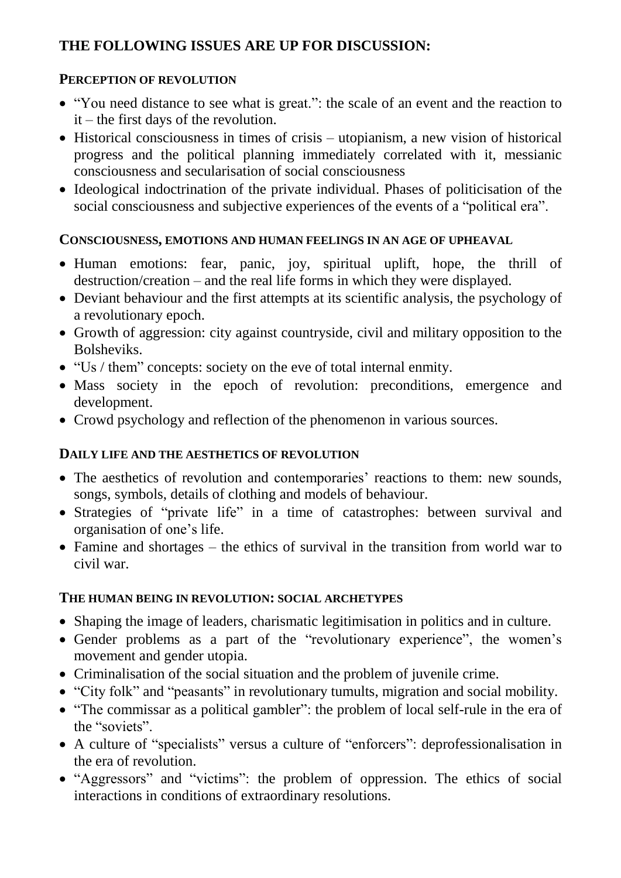## THE FOLLOWING ISSUES ARE UP FOR DISCUSSION:

### PERCEPTION OF REVOLUTION

- "You need distance to see what is great.": the scale of an event and the reaction to it – the first days of the revolution.
- Historical consciousness in times of crisis – utopianism, a new vision of historical progress and the political planning immediately correlated with it, messianic consciousness and secularisation of social consciousness
- Ideological indoctrination of the private individual. Phases of politicisation of the social consciousness and subjective experiences of the events of a "political era".

### CONSCIOUSNESS, EMOTIONS AND HUMAN FEELINGS IN AN AGE OF UPHEAVAL

- Human emotions: fear, panic, joy, spiritual uplift, hope, the thrill of destruction/creation – and the real life forms in which they were displayed.
- Deviant behaviour and the first attempts at its scientific analysis, the psychology of a revolutionary epoch.
- Growth of aggression: city against countryside, civil and military opposition to the Bolsheviks.
- "Us / them" concepts: society on the eve of total internal enmity.
- Mass society in the epoch of revolution: preconditions, emergence and development.
- Crowd psychology and reflection of the phenomenon in various sources.

### DAILY LIFE AND THE AESTHETICS OF REVOLUTION

- The aesthetics of revolution and contemporaries' reactions to them: new sounds, songs, symbols, details of clothing and models of behaviour.
- Strategies of "private life" in a time of catastrophes: between survival and organisation of one's life.
- Famine and shortages – the ethics of survival in the transition from world war to civil war.

### THE HUMAN BEING IN REVOLUTION: SOCIAL ARCHETYPES

- Shaping the image of leaders, charismatic legitimisation in politics and in culture.
- Gender problems as a part of the "revolutionary experience", the women's movement and gender utopia.
- Criminalisation of the social situation and the problem of juvenile crime.
- "City folk" and "peasants" in revolutionary tumults, migration and social mobility.
- "The commissar as a political gambler": the problem of local self-rule in the era of the "soviets".
- A culture of "specialists" versus a culture of "enforcers": deprofessionalisation in the era of revolution.
- "Aggressors" and "victims": the problem of oppression. The ethics of social interactions in conditions of extraordinary resolutions.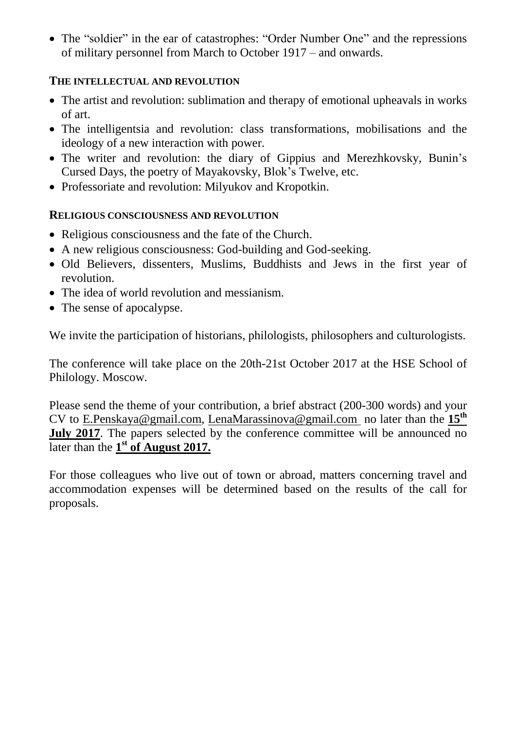- The "soldier" in the ear of catastrophes: "Order Number One" and the repressions of military personnel from March to October 1917 – and onwards.

**THE INTELLECTUAL AND REVOLUTION**

- The artist and revolution: sublimation and therapy of emotional upheavals in works of art.
- The intelligentsia and revolution: class transformations, mobilisations and the ideology of a new interaction with power.
- The writer and revolution: the diary of Gippius and Merezhkovsky, Bunin's Cursed Days, the poetry of Mayakovsky, Blok's Twelve, etc.
- Professoriate and revolution: Milyukov and Kropotkin.

**RELIGIOUS CONSCIOUSNESS AND REVOLUTION**

- Religious consciousness and the fate of the Church.
- A new religious consciousness: God-building and God-seeking.
- Old Believers, dissenters, Muslims, Buddhists and Jews in the first year of revolution.
- The idea of world revolution and messianism.
- The sense of apocalypse.

We invite the participation of historians, philologists, philosophers and culturologists.

The conference will take place on the 20th-21st October 2017 at the HSE School of Philology. Moscow.

Please send the theme of your contribution, a brief abstract (200-300 words) and your CV to E.Penskaya@gmail.com, LenaMarassinova@gmail.com no later than the **15th July 2017**. The papers selected by the conference committee will be announced no later than the **1st of August 2017.**

For those colleagues who live out of town or abroad, matters concerning travel and accommodation expenses will be determined based on the results of the call for proposals.